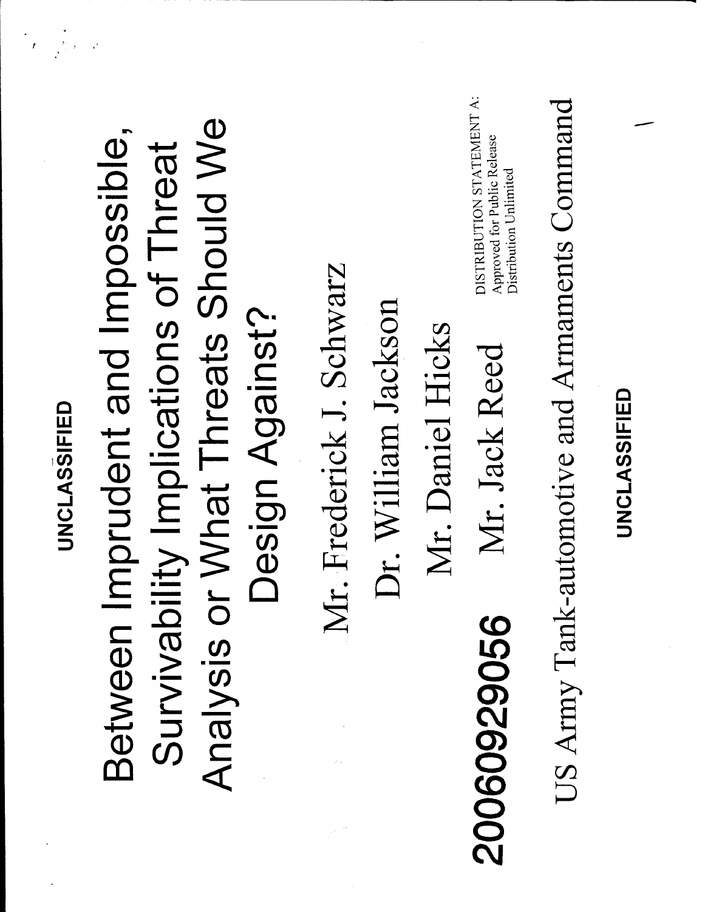UNCLASSIFIED

# Between Imprudent and Impossible, Survivability Implications of Threat Analysis or What Threats Should We Design Against?

Mr. Frederick J. Schwarz

Dr. William Jackson

Mr. Daniel Hicks

Mr. Jack Reed

20060929056

DISTRIBUTION STATEMENT A:
Approved for Public Release
Distribution Unlimited

US Army Tank-automotive and Armaments Command

UNCLASSIFIED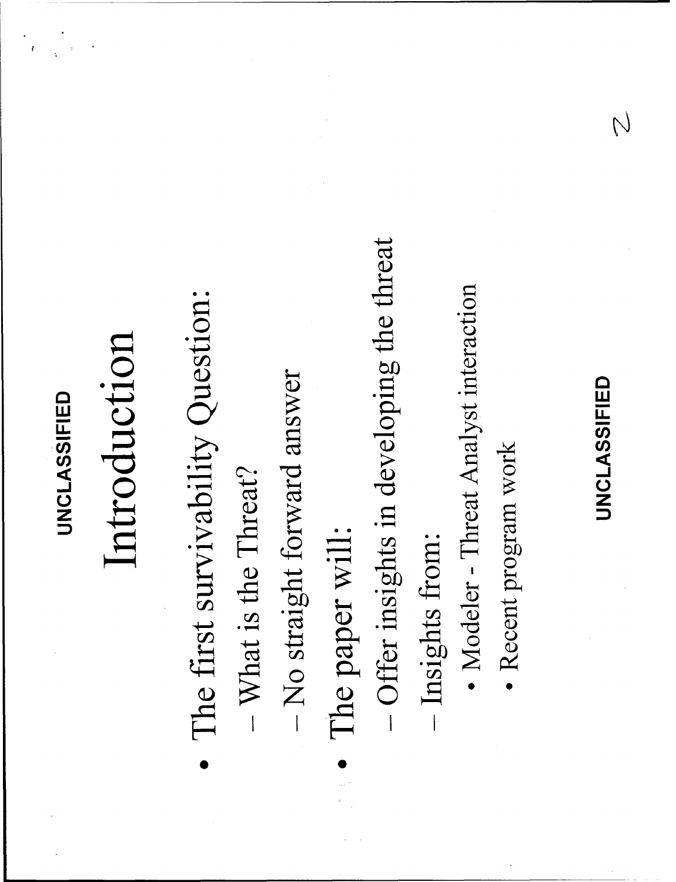UNCLASSIFIED

# Introduction

- The first survivability Question:
  - What is the Threat?
  - No straight forward answer
- The paper will:
  - Offer insights in developing the threat
  - Insights from:
    - Modeler - Threat Analyst interaction
    - Recent program work

UNCLASSIFIED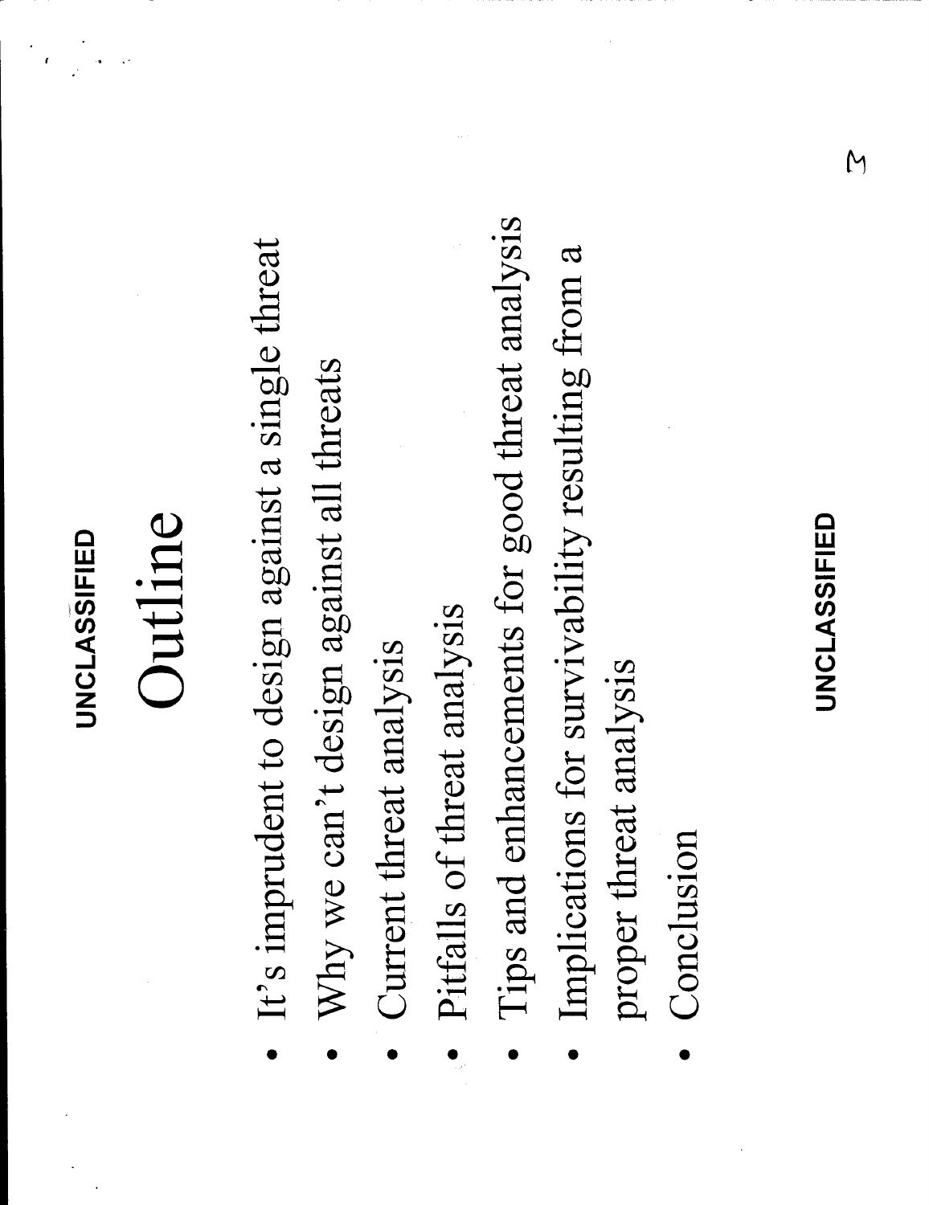UNCLASSIFIED

# Outline

- It's imprudent to design against a single threat
- Why we can't design against all threats
- Current threat analysis
- Pitfalls of threat analysis
- Tips and enhancements for good threat analysis
- Implications for survivability resulting from a proper threat analysis
- Conclusion

UNCLASSIFIED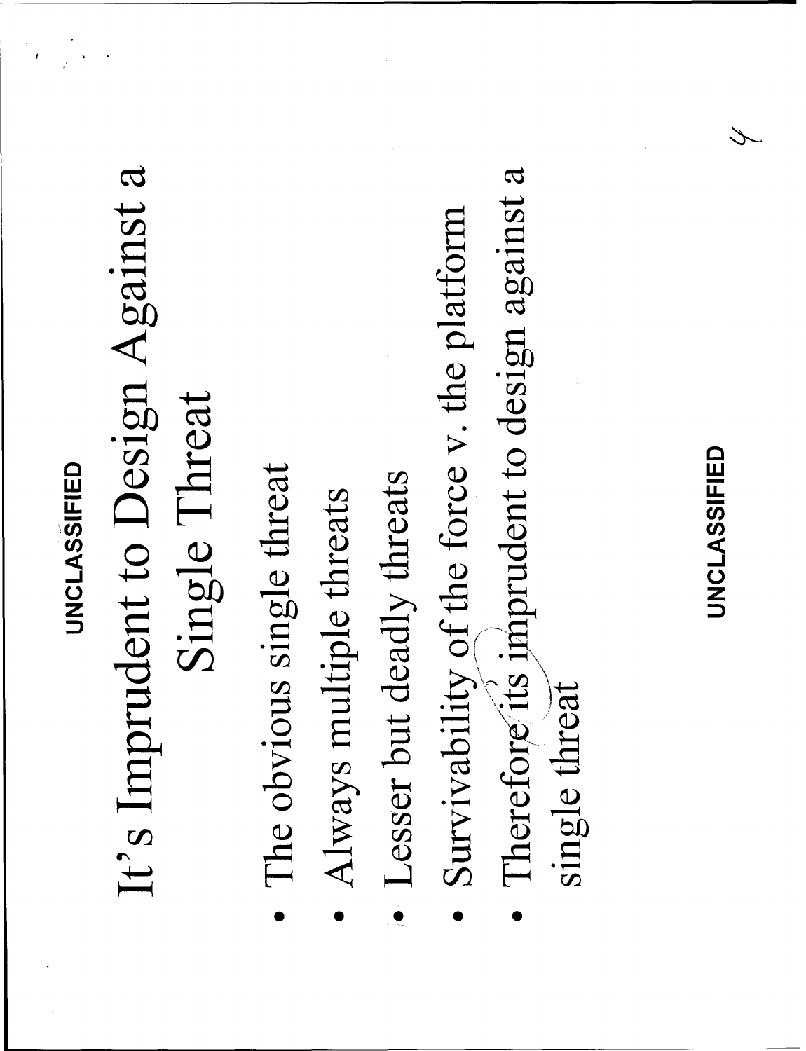UNCLASSIFIED

# It's Imprudent to Design Against a Single Threat

- The obvious single threat
- Always multiple threats
- Lesser but deadly threats
- Survivability of the force v. the platform
- Therefore its imprudent to design against a single threat

UNCLASSIFIED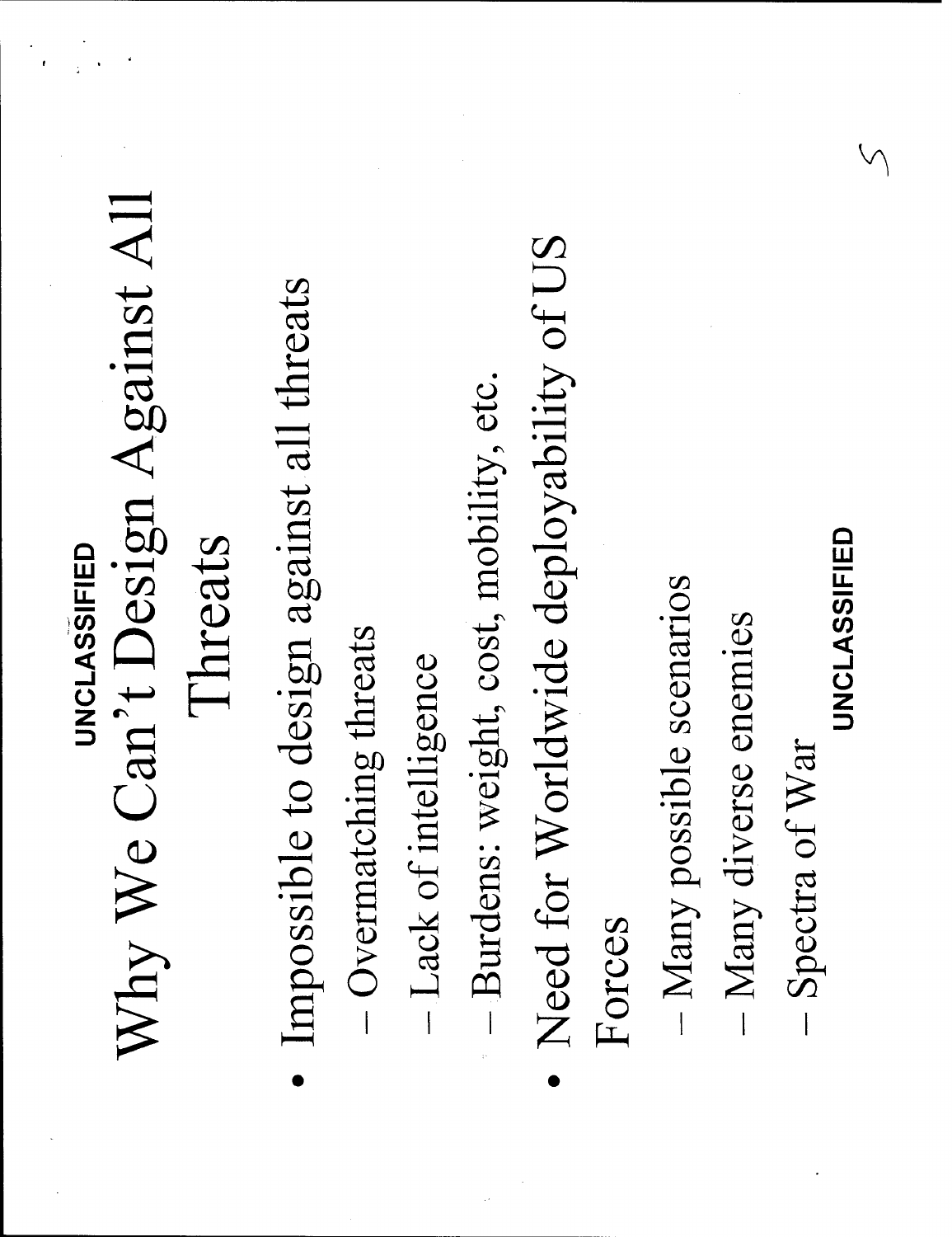UNCLASSIFIED

# Why We Can't Design Against All Threats

- Impossible to design against all threats
  - Overmatching threats
  - Lack of intelligence
  - Burdens: weight, cost, mobility, etc.
- Need for Worldwide deployability of US Forces
  - Many possible scenarios
  - Many diverse enemies
  - Spectra of War

UNCLASSIFIED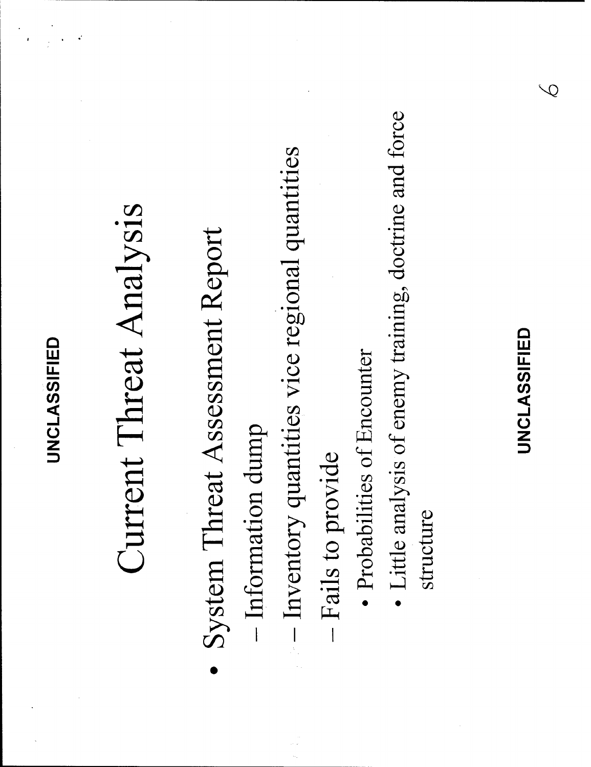UNCLASSIFIED

# Current Threat Analysis

- System Threat Assessment Report
  - Information dump
  - Inventory quantities vice regional quantities
  - Fails to provide
    - Probabilities of Encounter
    - Little analysis of enemy training, doctrine and force structure

UNCLASSIFIED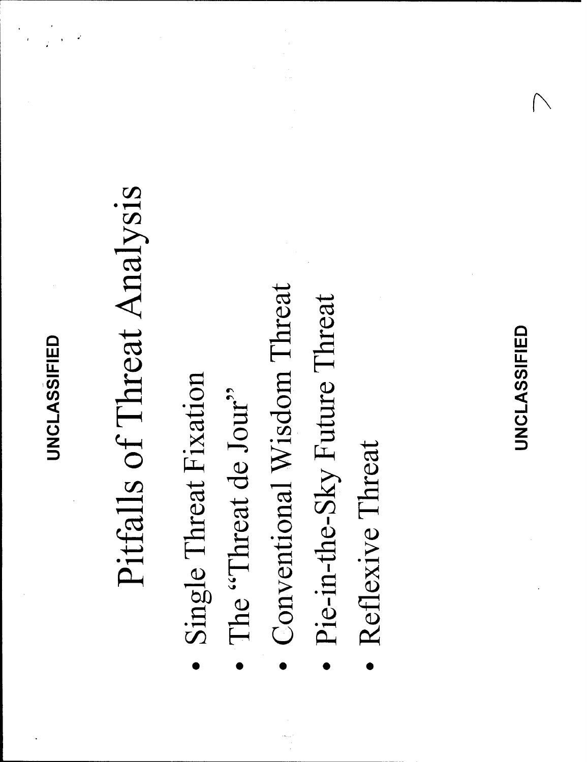UNCLASSIFIED

# Pitfalls of Threat Analysis

- Single Threat Fixation
- The "Threat de Jour"
- Conventional Wisdom Threat
- Pie-in-the-Sky Future Threat
- Reflexive Threat

UNCLASSIFIED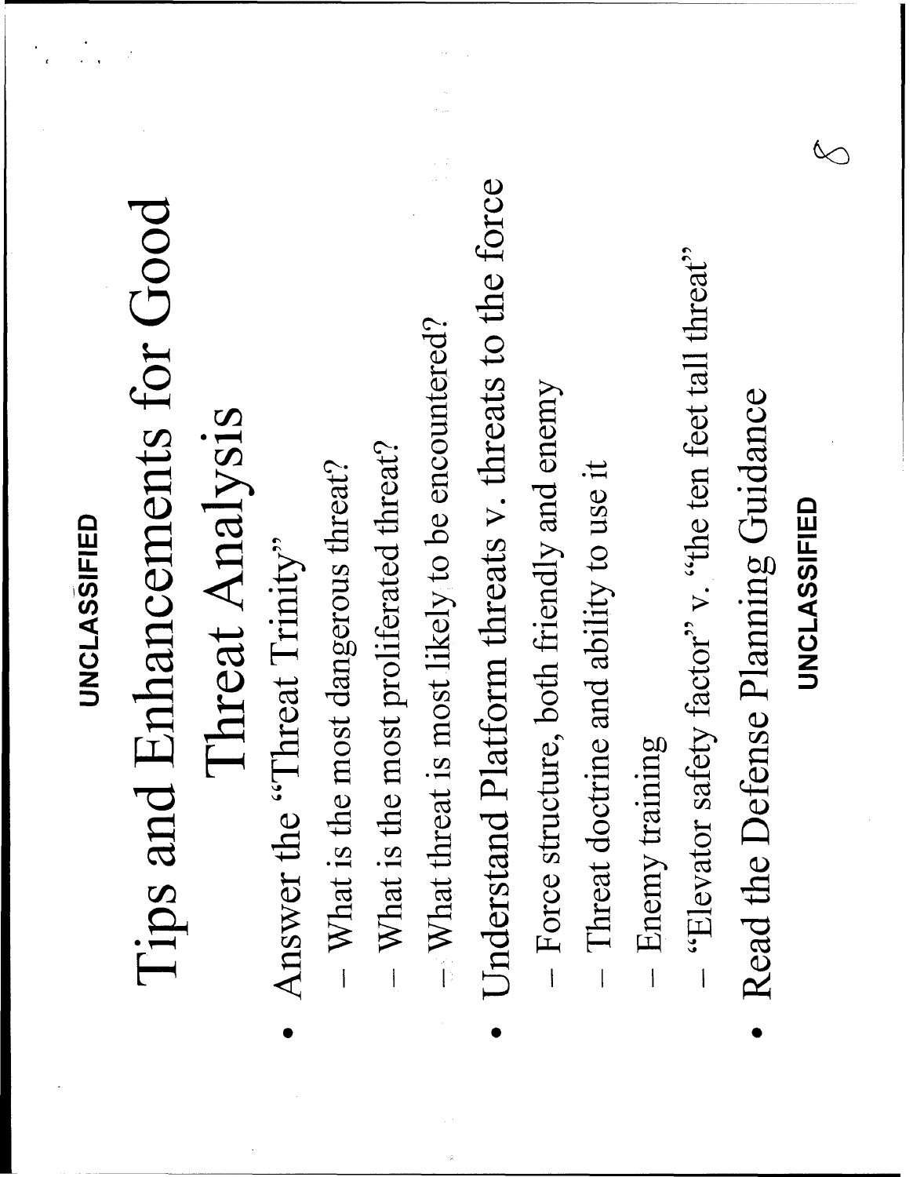UNCLASSIFIED

# Tips and Enhancements for Good Threat Analysis

- Answer the "Threat Trinity"
  - What is the most dangerous threat?
  - What is the most proliferated threat?
  - What threat is most likely to be encountered?
- Understand Platform threats v. threats to the force
  - Force structure, both friendly and enemy
  - Threat doctrine and ability to use it
  - Enemy training
  - "Elevator safety factor" v. "the ten feet tall threat"
- Read the Defense Planning Guidance

UNCLASSIFIED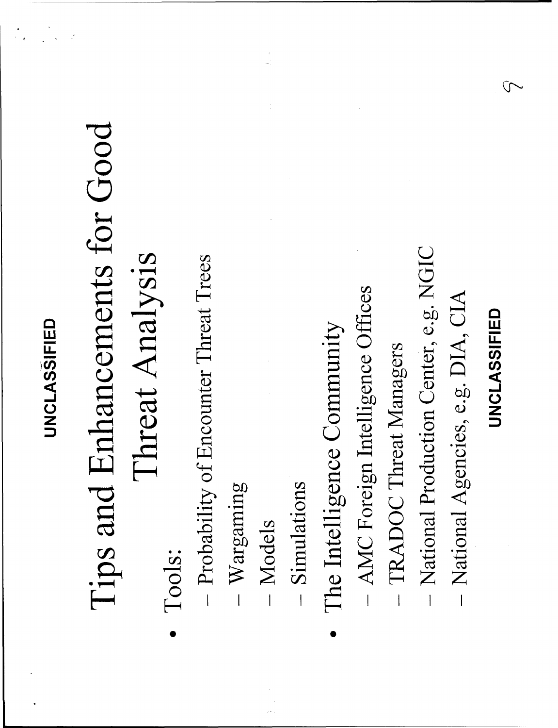# Tips and Enhancements for Good Threat Analysis

- Tools:
  - Probability of Encounter Threat Trees
  - Wargaming
  - Models
  - Simulations
- The Intelligence Community
  - AMC Foreign Intelligence Offices
  - TRADOC Threat Managers
  - National Production Center, e.g. NGIC
  - National Agencies, e.g. DIA, CIA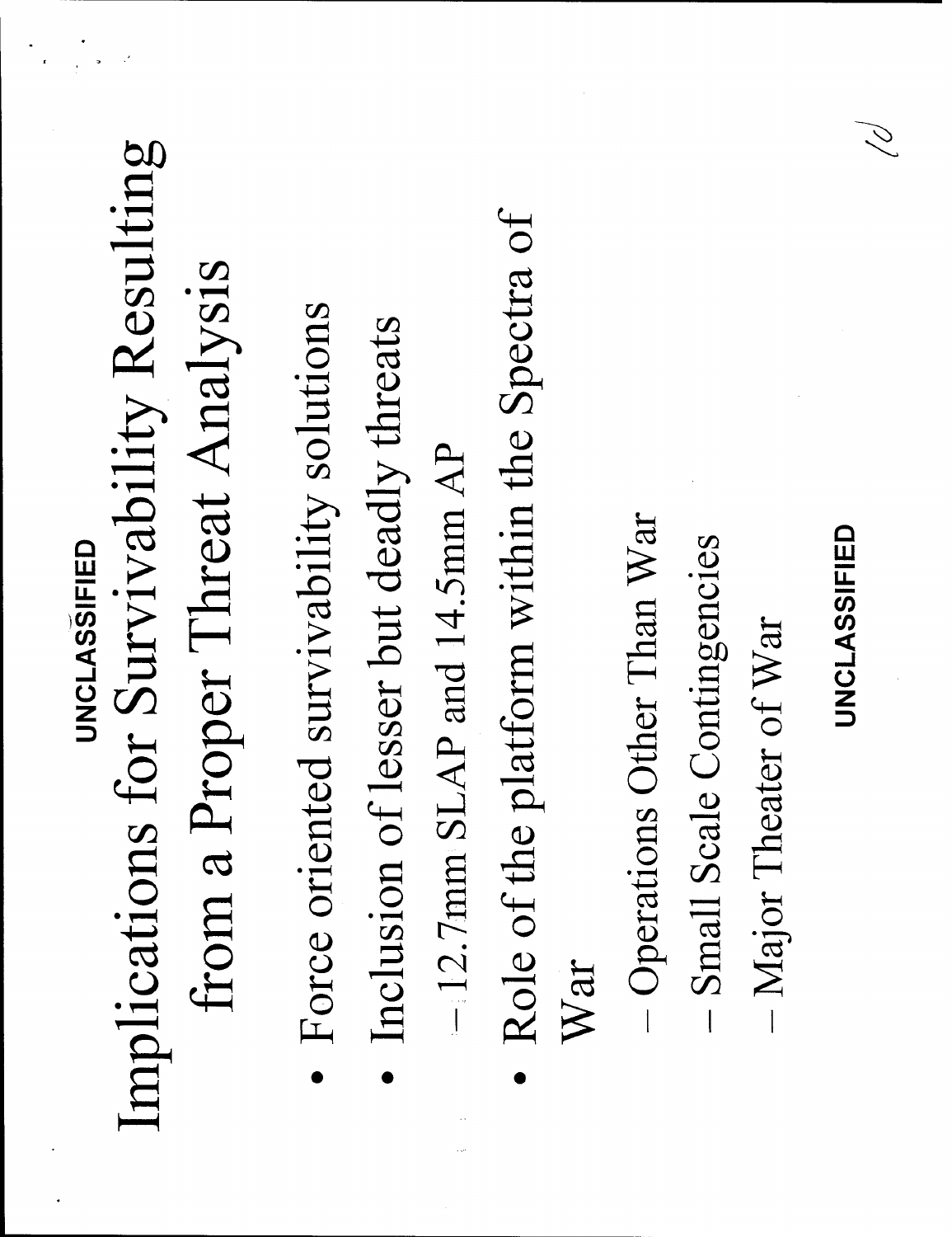UNCLASSIFIED

# Implications for Survivability Resulting from a Proper Threat Analysis

- Force oriented survivability solutions
- Inclusion of lesser but deadly threats
  - 12.7mm SLAP and 14.5mm AP
- Role of the platform within the Spectra of War
  - Operations Other Than War
  - Small Scale Contingencies
  - Major Theater of War

UNCLASSIFIED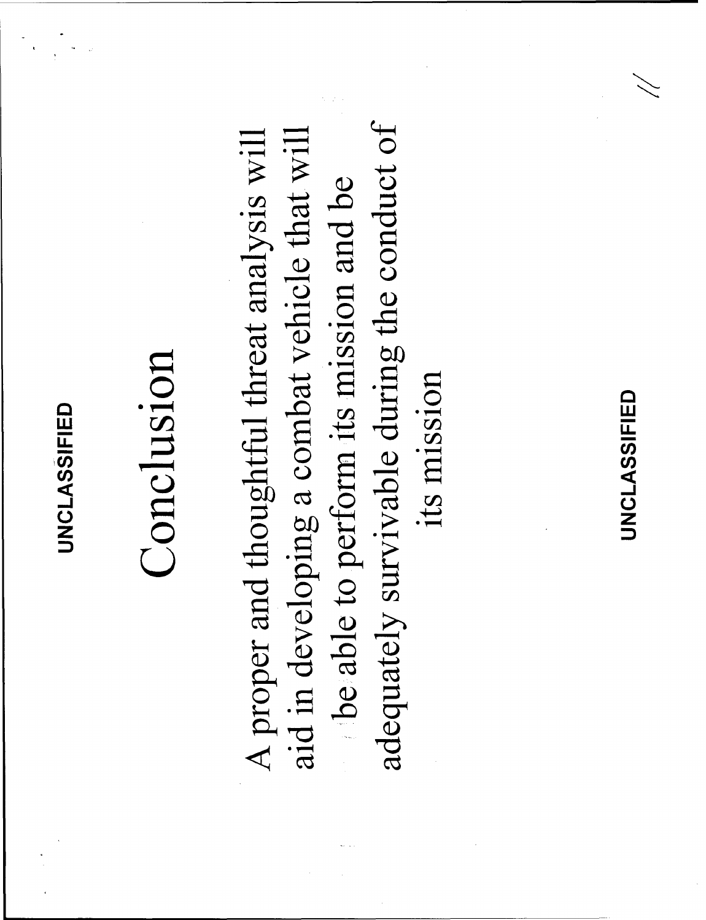UNCLASSIFIED

# Conclusion

A proper and thoughtful threat analysis will aid in developing a combat vehicle that will be able to perform its mission and be adequately survivable during the conduct of its mission

UNCLASSIFIED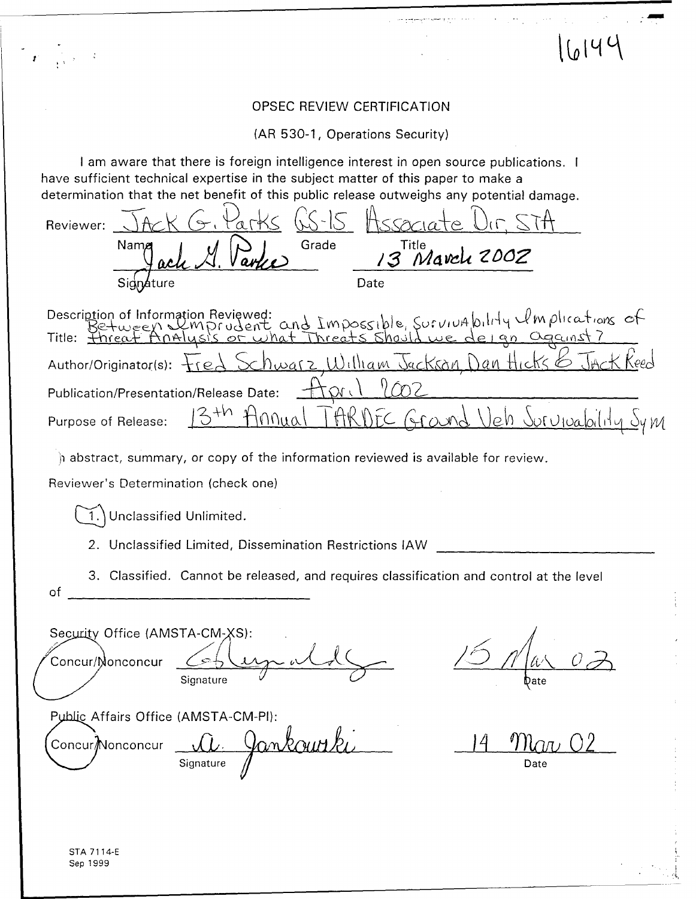16144

OPSEC REVIEW CERTIFICATION

(AR 530-1, Operations Security)

I am aware that there is foreign intelligence interest in open source publications. I have sufficient technical expertise in the subject matter of this paper to make a determination that the net benefit of this public release outweighs any potential damage.

Reviewer: JACK G. Parks GS-15 Associate Dir, STA

Name Grade Title

Jack G. Parks 13 March 2002

Signature Date

Description of Information Reviewed:

Title: Between Imprudent and Impossible, Survivability Implications of Threat Analysis or What Threats Should we deign against?

Author/Originator(s): Fred Schwarz, William Jackson, Dan Hicks & Jack Reed

Publication/Presentation/Release Date: April 2002

Purpose of Release: 13th Annual TARDEC Ground Veh Survivability Sym

An abstract, summary, or copy of the information reviewed is available for review.

Reviewer's Determination (check one)

1. Unclassified Unlimited. (circled)

2. Unclassified Limited, Dissemination Restrictions IAW ______________

3. Classified. Cannot be released, and requires classification and control at the level of ______________

Security Office (AMSTA-CM-XS):

Concur/Nonconcur (Concur circled) Signature: G. Reynolds Date: 15 Mar 02

Public Affairs Office (AMSTA-CM-PI):

Concur/Nonconcur (Concur circled) Signature: A. Jankowski Date: 14 Mar 02

STA 7114-E
Sep 1999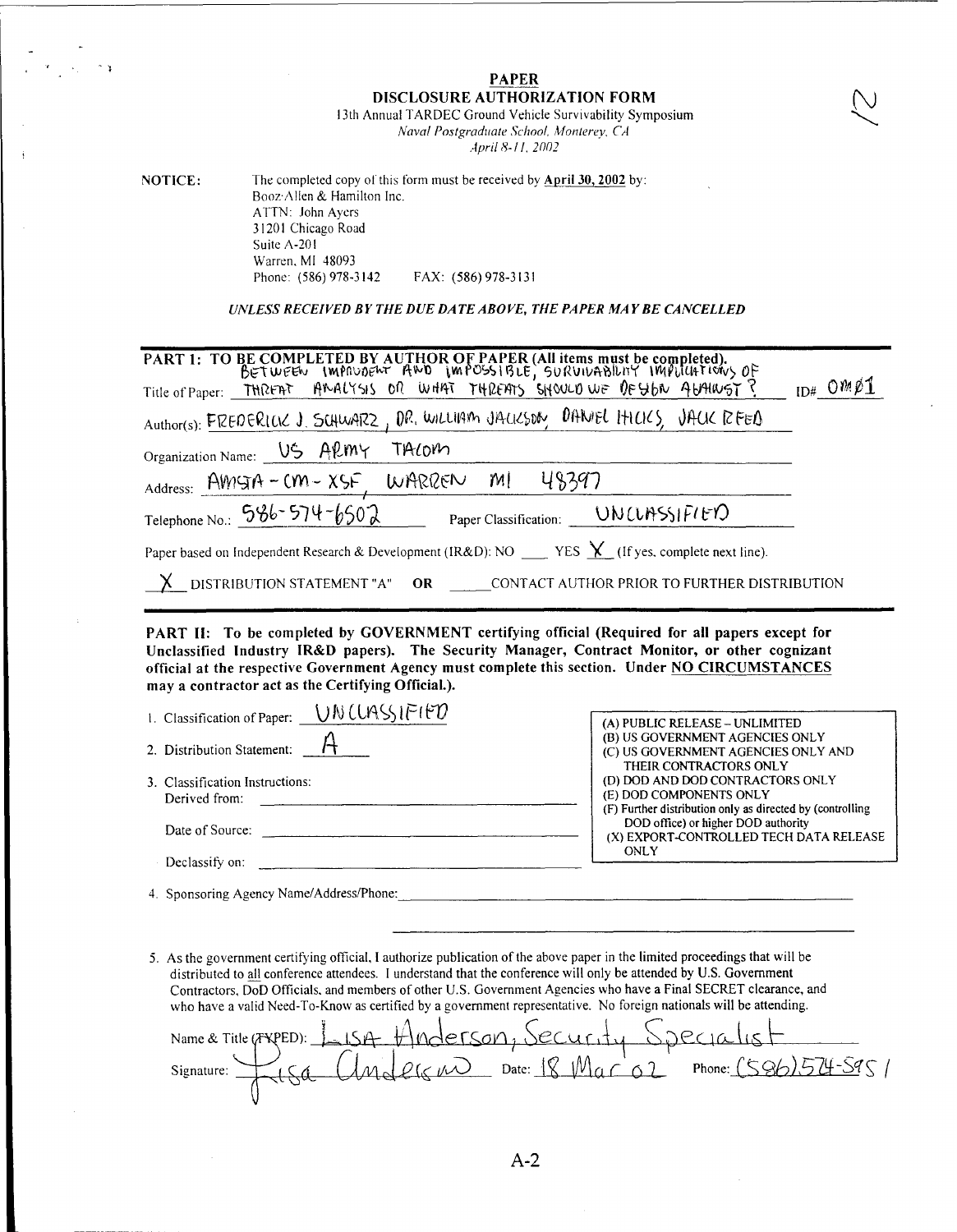# PAPER
## DISCLOSURE AUTHORIZATION FORM

13th Annual TARDEC Ground Vehicle Survivability Symposium
*Naval Postgraduate School, Monterey, CA*
*April 8-11, 2002*

2

**NOTICE:** The completed copy of this form must be received by **April 30, 2002** by:
Booz·Allen & Hamilton Inc.
ATTN: John Ayers
31201 Chicago Road
Suite A-201
Warren, MI 48093
Phone: (586) 978-3142 FAX: (586) 978-3131

*UNLESS RECEIVED BY THE DUE DATE ABOVE, THE PAPER MAY BE CANCELLED*

---

**PART I: TO BE COMPLETED BY AUTHOR OF PAPER (All items must be completed).**

Title of Paper: BETWEEN IMPRUDENT AND IMPOSSIBLE, SURVIVABILITY IMPLICATIONS OF THREAT ANALYSIS OR WHAT THREATS SHOULD WE DESIGN AGAINST? ID# OM01

Author(s): FREDERICK J. SCHWARZ, DR. WILLIAM JACKSON, DANIEL HICKS, JACK REED

Organization Name: US ARMY TACOM

Address: AMSTA-CM-XSF, WARREN MI 48397

Telephone No.: 586-574-6502 Paper Classification: UNCLASSIFIED

Paper based on Independent Research & Development (IR&D): NO ___ YES X (If yes, complete next line).

X DISTRIBUTION STATEMENT "A" **OR** ___ CONTACT AUTHOR PRIOR TO FURTHER DISTRIBUTION

---

**PART II: To be completed by GOVERNMENT certifying official (Required for all papers except for Unclassified Industry IR&D papers). The Security Manager, Contract Monitor, or other cognizant official at the respective Government Agency must complete this section. Under NO CIRCUMSTANCES may a contractor act as the Certifying Official.).**

1. Classification of Paper: UNCLASSIFIED
2. Distribution Statement: A
3. Classification Instructions:
   Derived from: ____________
   Date of Source: ____________
   Declassify on: ____________

(A) PUBLIC RELEASE – UNLIMITED
(B) US GOVERNMENT AGENCIES ONLY
(C) US GOVERNMENT AGENCIES ONLY AND THEIR CONTRACTORS ONLY
(D) DOD AND DOD CONTRACTORS ONLY
(E) DOD COMPONENTS ONLY
(F) Further distribution only as directed by (controlling DOD office) or higher DOD authority
(X) EXPORT-CONTROLLED TECH DATA RELEASE ONLY

4. Sponsoring Agency Name/Address/Phone: ____________

5. As the government certifying official, I authorize publication of the above paper in the limited proceedings that will be distributed to all conference attendees. I understand that the conference will only be attended by U.S. Government Contractors, DoD Officials, and members of other U.S. Government Agencies who have a Final SECRET clearance, and who have a valid Need-To-Know as certified by a government representative. No foreign nationals will be attending.

Name & Title (TYPED): Lisa Anderson, Security Specialist

Signature: Lisa Anderson Date: 18 Mar 02 Phone: (586) 574-5951

A-2